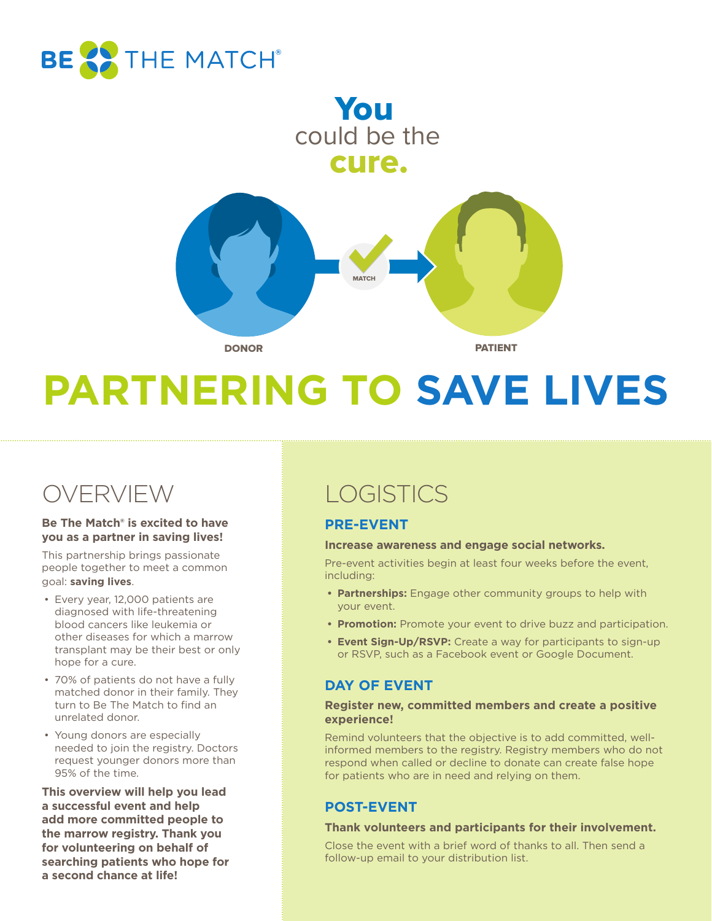BE THE MATCH®

# You could be the cure.

DONOR — MATCH — PATIENT

# PARTNERING TO SAVE LIVES

## OVERVIEW

**Be The Match® is excited to have you as a partner in saving lives!**

This partnership brings passionate people together to meet a common goal: **saving lives**.

- Every year, 12,000 patients are diagnosed with life-threatening blood cancers like leukemia or other diseases for which a marrow transplant may be their best or only hope for a cure.
- 70% of patients do not have a fully matched donor in their family. They turn to Be The Match to find an unrelated donor.
- Young donors are especially needed to join the registry. Doctors request younger donors more than 95% of the time.

**This overview will help you lead a successful event and help add more committed people to the marrow registry. Thank you for volunteering on behalf of searching patients who hope for a second chance at life!**

## LOGISTICS

### PRE-EVENT

**Increase awareness and engage social networks.**

Pre-event activities begin at least four weeks before the event, including:

- **Partnerships:** Engage other community groups to help with your event.
- **Promotion:** Promote your event to drive buzz and participation.
- **Event Sign-Up/RSVP:** Create a way for participants to sign-up or RSVP, such as a Facebook event or Google Document.

### DAY OF EVENT

**Register new, committed members and create a positive experience!**

Remind volunteers that the objective is to add committed, well-informed members to the registry. Registry members who do not respond when called or decline to donate can create false hope for patients who are in need and relying on them.

### POST-EVENT

**Thank volunteers and participants for their involvement.**

Close the event with a brief word of thanks to all. Then send a follow-up email to your distribution list.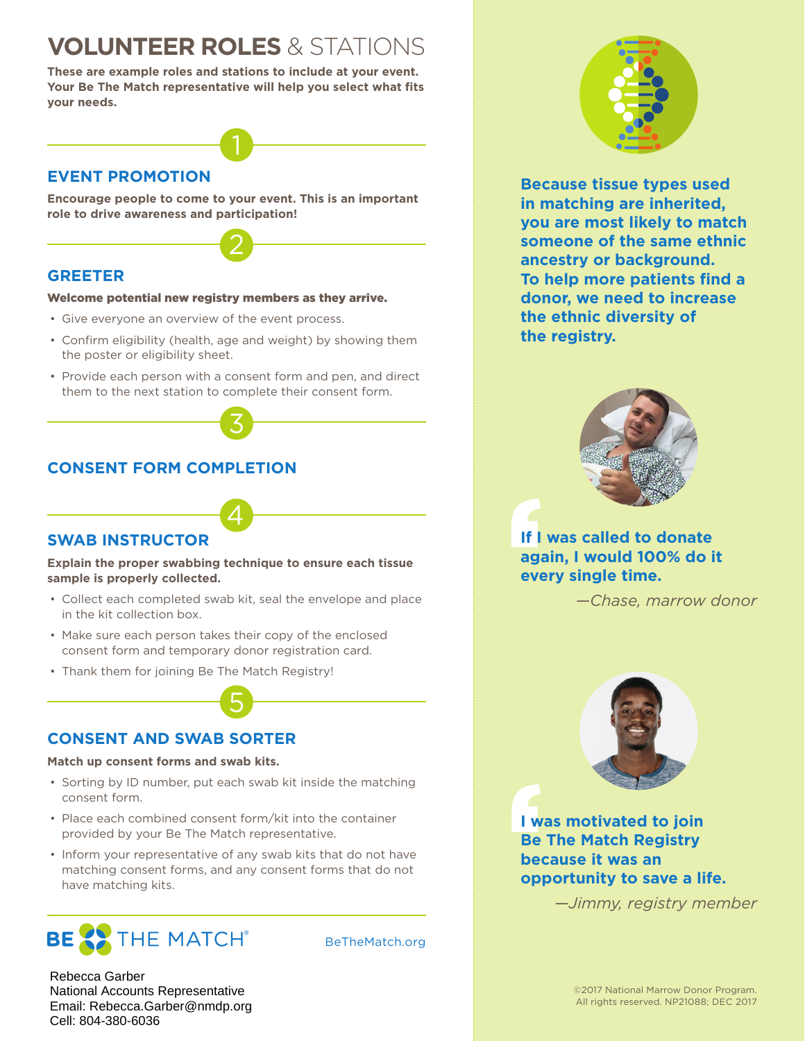# VOLUNTEER ROLES & STATIONS

**These are example roles and stations to include at your event. Your Be The Match representative will help you select what fits your needs.**

1

## EVENT PROMOTION

**Encourage people to come to your event. This is an important role to drive awareness and participation!**

2

## GREETER

**Welcome potential new registry members as they arrive.**

- Give everyone an overview of the event process.
- Confirm eligibility (health, age and weight) by showing them the poster or eligibility sheet.
- Provide each person with a consent form and pen, and direct them to the next station to complete their consent form.

3

## CONSENT FORM COMPLETION

4

## SWAB INSTRUCTOR

**Explain the proper swabbing technique to ensure each tissue sample is properly collected.**

- Collect each completed swab kit, seal the envelope and place in the kit collection box.
- Make sure each person takes their copy of the enclosed consent form and temporary donor registration card.
- Thank them for joining Be The Match Registry!

5

## CONSENT AND SWAB SORTER

**Match up consent forms and swab kits.**

- Sorting by ID number, put each swab kit inside the matching consent form.
- Place each combined consent form/kit into the container provided by your Be The Match representative.
- Inform your representative of any swab kits that do not have matching consent forms, and any consent forms that do not have matching kits.

BE THE MATCH®

BeTheMatch.org

Rebecca Garber
National Accounts Representative
Email: Rebecca.Garber@nmdp.org
Cell: 804-380-6036

**Because tissue types used in matching are inherited, you are most likely to match someone of the same ethnic ancestry or background. To help more patients find a donor, we need to increase the ethnic diversity of the registry.**

**If I was called to donate again, I would 100% do it every single time.**

*—Chase, marrow donor*

**I was motivated to join Be The Match Registry because it was an opportunity to save a life.**

*—Jimmy, registry member*

©2017 National Marrow Donor Program. All rights reserved. NP21088; DEC 2017